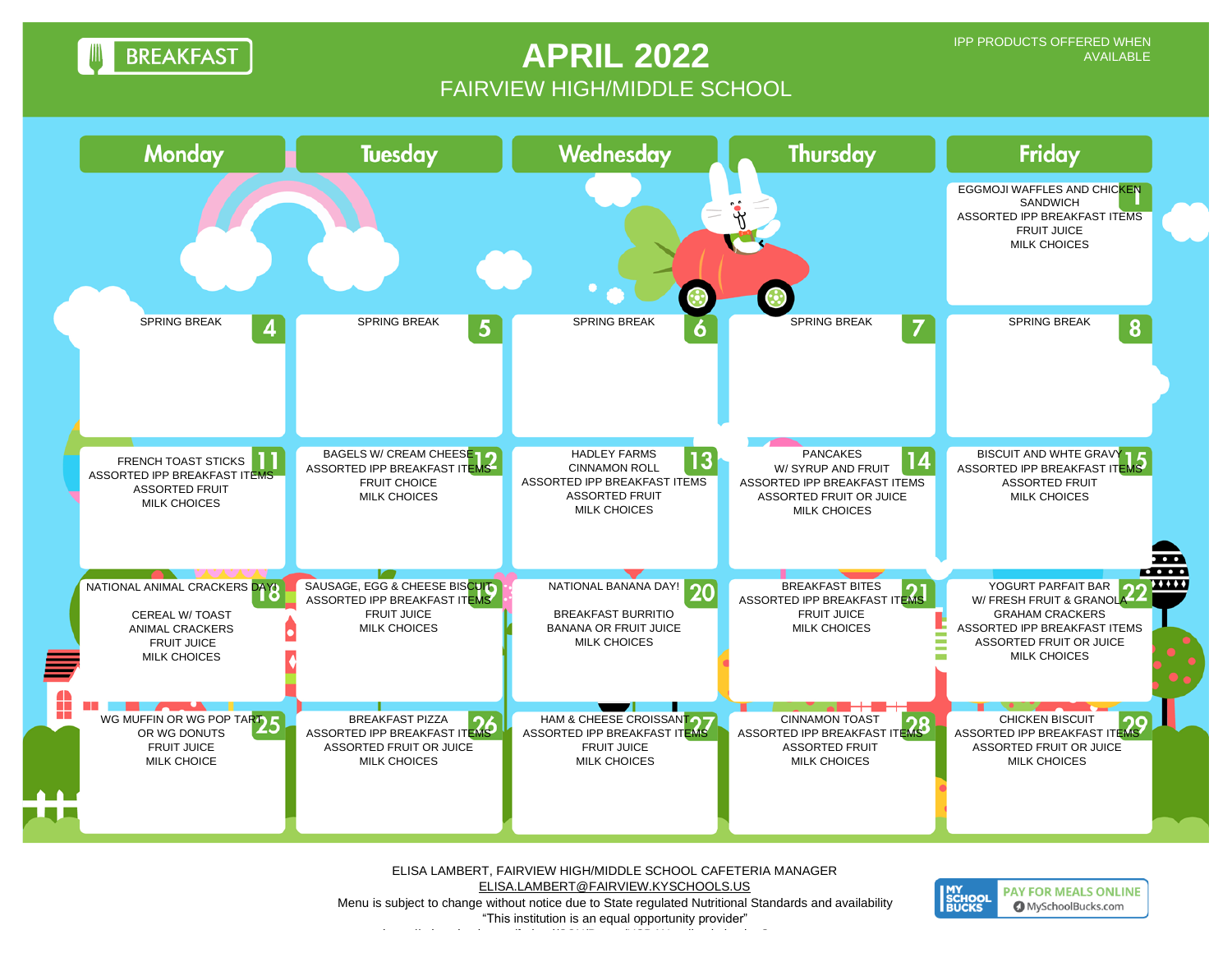# BREAKFAST

# APRIL 2022

## FAIRVIEW HIGH/MIDDLE SCHOOL

IPP PRODUCTS OFFERED WHEN AVAILABLE

| Monday | Tuesday | Wednesday | Thursday | Friday |
|---|---|---|---|---|
| | | | | **1** EGGMOJI WAFFLES AND CHICKEN SANDWICH<br>ASSORTED IPP BREAKFAST ITEMS<br>FRUIT JUICE<br>MILK CHOICES |
| **4** SPRING BREAK | **5** SPRING BREAK | **6** SPRING BREAK | **7** SPRING BREAK | **8** SPRING BREAK |
| **11** FRENCH TOAST STICKS<br>ASSORTED IPP BREAKFAST ITEMS<br>ASSORTED FRUIT<br>MILK CHOICES | **12** BAGELS W/ CREAM CHEESE<br>ASSORTED IPP BREAKFAST ITEMS<br>FRUIT CHOICE<br>MILK CHOICES | **13** HADLEY FARMS<br>CINNAMON ROLL<br>ASSORTED IPP BREAKFAST ITEMS<br>ASSORTED FRUIT<br>MILK CHOICES | **14** PANCAKES<br>W/ SYRUP AND FRUIT<br>ASSORTED IPP BREAKFAST ITEMS<br>ASSORTED FRUIT OR JUICE<br>MILK CHOICES | **15** BISCUIT AND WHTE GRAVY<br>ASSORTED IPP BREAKFAST ITEMS<br>ASSORTED FRUIT<br>MILK CHOICES |
| **18** NATIONAL ANIMAL CRACKERS DAY!<br>CEREAL W/ TOAST<br>ANIMAL CRACKERS<br>FRUIT JUICE<br>MILK CHOICES | **19** SAUSAGE, EGG & CHEESE BISCUIT<br>ASSORTED IPP BREAKFAST ITEMS<br>FRUIT JUICE<br>MILK CHOICES | **20** NATIONAL BANANA DAY!<br>BREAKFAST BURRITIO<br>BANANA OR FRUIT JUICE<br>MILK CHOICES | **21** BREAKFAST BITES<br>ASSORTED IPP BREAKFAST ITEMS<br>FRUIT JUICE<br>MILK CHOICES | **22** YOGURT PARFAIT BAR<br>W/ FRESH FRUIT & GRANOLA<br>GRAHAM CRACKERS<br>ASSORTED IPP BREAKFAST ITEMS<br>ASSORTED FRUIT OR JUICE<br>MILK CHOICES |
| **25** WG MUFFIN OR WG POP TART<br>OR WG DONUTS<br>FRUIT JUICE<br>MILK CHOICE | **26** BREAKFAST PIZZA<br>ASSORTED IPP BREAKFAST ITEMS<br>ASSORTED FRUIT OR JUICE<br>MILK CHOICES | **27** HAM & CHEESE CROISSANT<br>ASSORTED IPP BREAKFAST ITEMS<br>FRUIT JUICE<br>MILK CHOICES | **28** CINNAMON TOAST<br>ASSORTED IPP BREAKFAST ITEMS<br>ASSORTED FRUIT<br>MILK CHOICES | **29** CHICKEN BISCUIT<br>ASSORTED IPP BREAKFAST ITEMS<br>ASSORTED FRUIT OR JUICE<br>MILK CHOICES |

ELISA LAMBERT, FAIRVIEW HIGH/MIDDLE SCHOOL CAFETERIA MANAGER
ELISA.LAMBERT@FAIRVIEW.KYSCHOOLS.US
Menu is subject to change without notice due to State regulated Nutritional Standards and availability
"This institution is an equal opportunity provider"

MY SCHOOL BUCKS — PAY FOR MEALS ONLINE — MySchoolBucks.com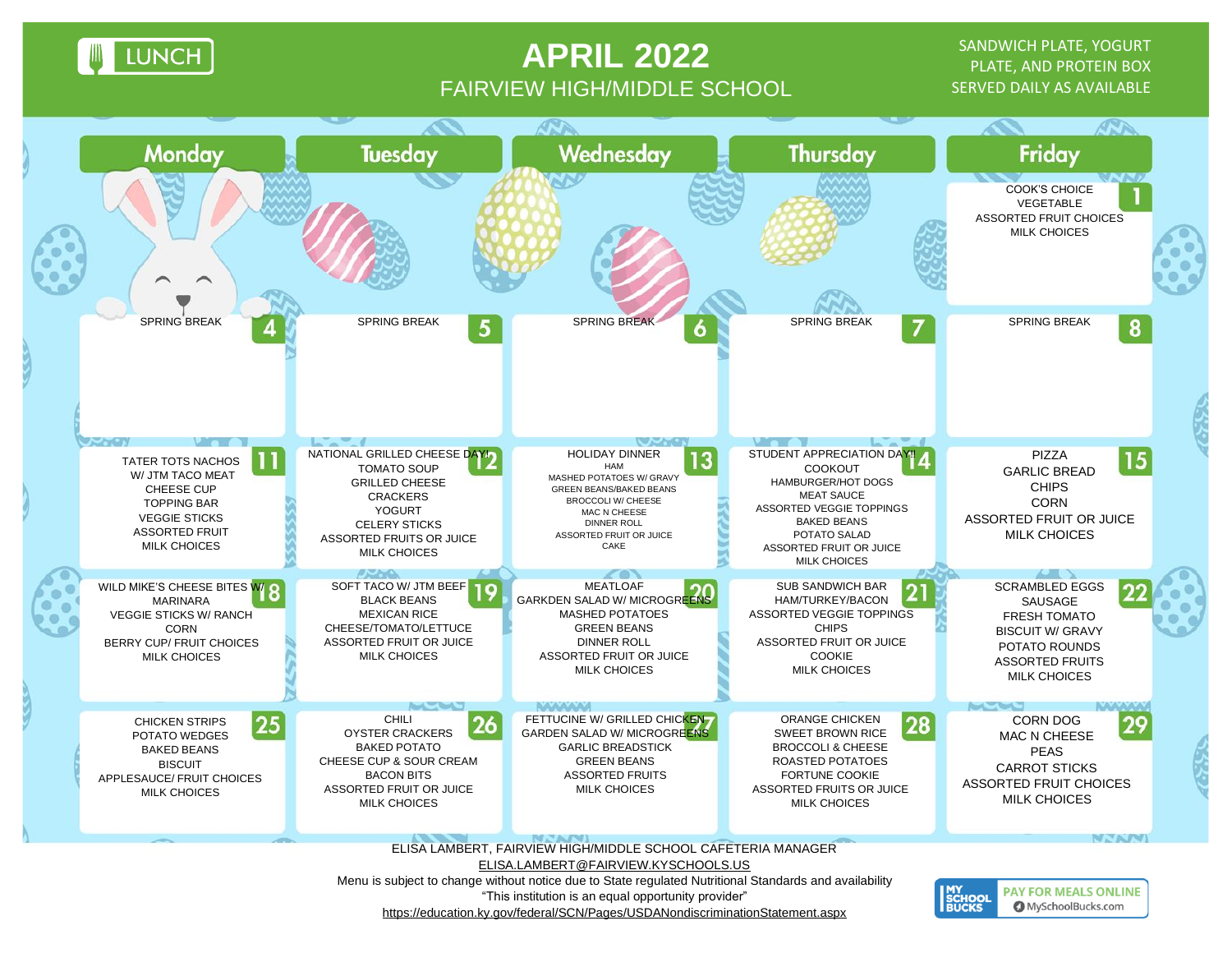LUNCH

# APRIL 2022

## FAIRVIEW HIGH/MIDDLE SCHOOL

SANDWICH PLATE, YOGURT PLATE, AND PROTEIN BOX SERVED DAILY AS AVAILABLE

| Monday | Tuesday | Wednesday | Thursday | Friday |
|---|---|---|---|---|
| | | | | **1** COOK'S CHOICE<br>VEGETABLE<br>ASSORTED FRUIT CHOICES<br>MILK CHOICES |
| **4** SPRING BREAK | **5** SPRING BREAK | **6** SPRING BREAK | **7** SPRING BREAK | **8** SPRING BREAK |
| **11** TATER TOTS NACHOS<br>W/ JTM TACO MEAT<br>CHEESE CUP<br>TOPPING BAR<br>VEGGIE STICKS<br>ASSORTED FRUIT<br>MILK CHOICES | **12** NATIONAL GRILLED CHEESE DAY!<br>TOMATO SOUP<br>GRILLED CHEESE<br>CRACKERS<br>YOGURT<br>CELERY STICKS<br>ASSORTED FRUITS OR JUICE<br>MILK CHOICES | **13** HOLIDAY DINNER<br>HAM<br>MASHED POTATOES W/ GRAVY<br>GREEN BEANS/BAKED BEANS<br>BROCCOLI W/ CHEESE<br>MAC N CHEESE<br>DINNER ROLL<br>ASSORTED FRUIT OR JUICE<br>CAKE | **14** STUDENT APPRECIATION DAY!!<br>COOKOUT<br>HAMBURGER/HOT DOGS<br>MEAT SAUCE<br>ASSORTED VEGGIE TOPPINGS<br>BAKED BEANS<br>POTATO SALAD<br>ASSORTED FRUIT OR JUICE<br>MILK CHOICES | **15** PIZZA<br>GARLIC BREAD<br>CHIPS<br>CORN<br>ASSORTED FRUIT OR JUICE<br>MILK CHOICES |
| **18** WILD MIKE'S CHEESE BITES W/<br>MARINARA<br>VEGGIE STICKS W/ RANCH<br>CORN<br>BERRY CUP/ FRUIT CHOICES<br>MILK CHOICES | **19** SOFT TACO W/ JTM BEEF<br>BLACK BEANS<br>MEXICAN RICE<br>CHEESE/TOMATO/LETTUCE<br>ASSORTED FRUIT OR JUICE<br>MILK CHOICES | **20** MEATLOAF<br>GARKDEN SALAD W/ MICROGREENS<br>MASHED POTATOES<br>GREEN BEANS<br>DINNER ROLL<br>ASSORTED FRUIT OR JUICE<br>MILK CHOICES | **21** SUB SANDWICH BAR<br>HAM/TURKEY/BACON<br>ASSORTED VEGGIE TOPPINGS<br>CHIPS<br>ASSORTED FRUIT OR JUICE<br>COOKIE<br>MILK CHOICES | **22** SCRAMBLED EGGS<br>SAUSAGE<br>FRESH TOMATO<br>BISCUIT W/ GRAVY<br>POTATO ROUNDS<br>ASSORTED FRUITS<br>MILK CHOICES |
| **25** CHICKEN STRIPS<br>POTATO WEDGES<br>BAKED BEANS<br>BISCUIT<br>APPLESAUCE/ FRUIT CHOICES<br>MILK CHOICES | **26** CHILI<br>OYSTER CRACKERS<br>BAKED POTATO<br>CHEESE CUP & SOUR CREAM<br>BACON BITS<br>ASSORTED FRUIT OR JUICE<br>MILK CHOICES | **27** FETTUCINE W/ GRILLED CHICKEN<br>GARDEN SALAD W/ MICROGREENS<br>GARLIC BREADSTICK<br>GREEN BEANS<br>ASSORTED FRUITS<br>MILK CHOICES | **28** ORANGE CHICKEN<br>SWEET BROWN RICE<br>BROCCOLI & CHEESE<br>ROASTED POTATOES<br>FORTUNE COOKIE<br>ASSORTED FRUITS OR JUICE<br>MILK CHOICES | **29** CORN DOG<br>MAC N CHEESE<br>PEAS<br>CARROT STICKS<br>ASSORTED FRUIT CHOICES<br>MILK CHOICES |

ELISA LAMBERT, FAIRVIEW HIGH/MIDDLE SCHOOL CAFETERIA MANAGER
ELISA.LAMBERT@FAIRVIEW.KYSCHOOLS.US
Menu is subject to change without notice due to State regulated Nutritional Standards and availability
"This institution is an equal opportunity provider"
https://education.ky.gov/federal/SCN/Pages/USDANondiscriminationStatement.aspx

MY SCHOOL BUCKS — PAY FOR MEALS ONLINE — MySchoolBucks.com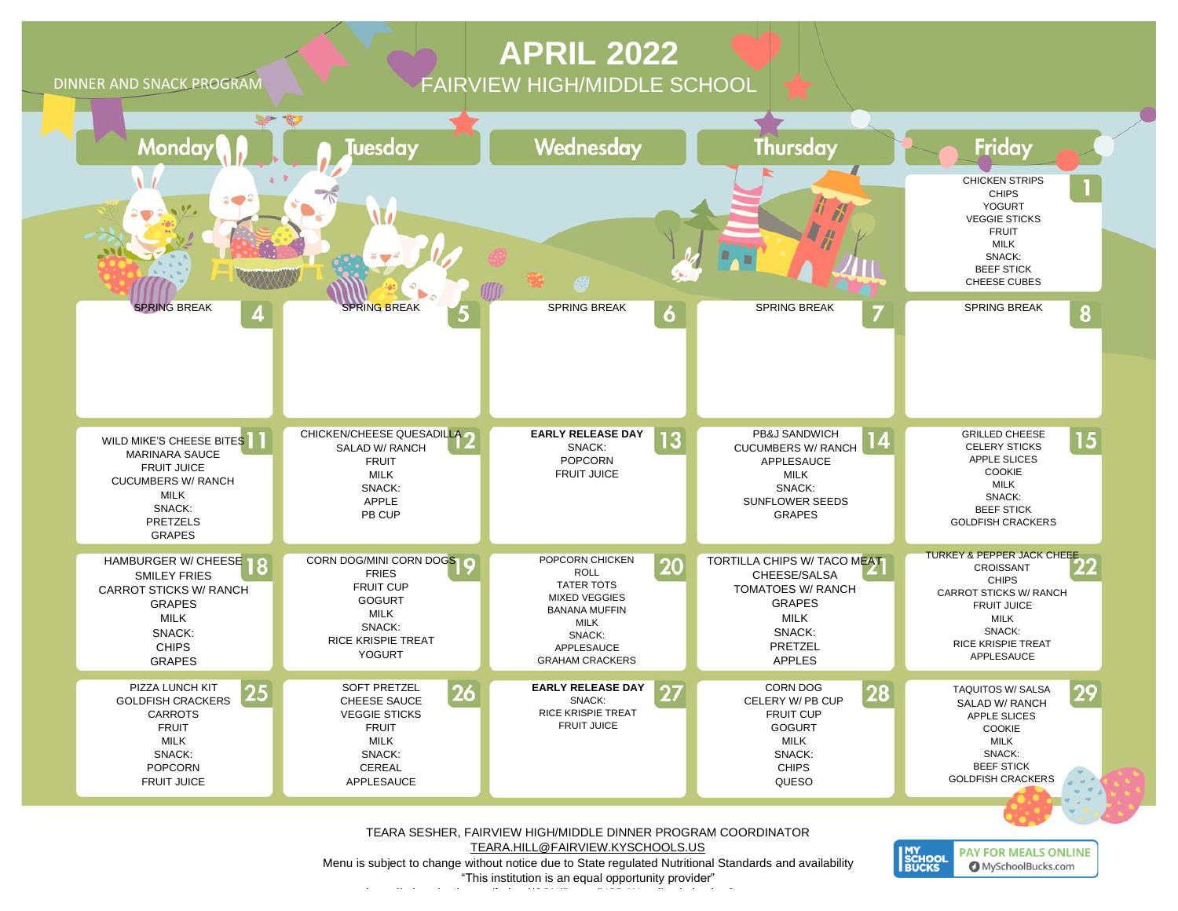DINNER AND SNACK PROGRAM

# APRIL 2022

## FAIRVIEW HIGH/MIDDLE SCHOOL

| Monday | Tuesday | Wednesday | Thursday | Friday |
|---|---|---|---|---|
| | | | | **1** CHICKEN STRIPS<br>CHIPS<br>YOGURT<br>VEGGIE STICKS<br>FRUIT<br>MILK<br>SNACK:<br>BEEF STICK<br>CHEESE CUBES |
| **4** SPRING BREAK | **5** SPRING BREAK | **6** SPRING BREAK | **7** SPRING BREAK | **8** SPRING BREAK |
| **11** WILD MIKE'S CHEESE BITES<br>MARINARA SAUCE<br>FRUIT JUICE<br>CUCUMBERS W/ RANCH<br>MILK<br>SNACK:<br>PRETZELS<br>GRAPES | **12** CHICKEN/CHEESE QUESADILLA<br>SALAD W/ RANCH<br>FRUIT<br>MILK<br>SNACK:<br>APPLE<br>PB CUP | **13** **EARLY RELEASE DAY**<br>SNACK:<br>POPCORN<br>FRUIT JUICE | **14** PB&J SANDWICH<br>CUCUMBERS W/ RANCH<br>APPLESAUCE<br>MILK<br>SNACK:<br>SUNFLOWER SEEDS<br>GRAPES | **15** GRILLED CHEESE<br>CELERY STICKS<br>APPLE SLICES<br>COOKIE<br>MILK<br>SNACK:<br>BEEF STICK<br>GOLDFISH CRACKERS |
| **18** HAMBURGER W/ CHEESE<br>SMILEY FRIES<br>CARROT STICKS W/ RANCH<br>GRAPES<br>MILK<br>SNACK:<br>CHIPS<br>GRAPES | **19** CORN DOG/MINI CORN DOGS<br>FRIES<br>FRUIT CUP<br>GOGURT<br>MILK<br>SNACK:<br>RICE KRISPIE TREAT<br>YOGURT | **20** POPCORN CHICKEN<br>ROLL<br>TATER TOTS<br>MIXED VEGGIES<br>BANANA MUFFIN<br>MILK<br>SNACK:<br>APPLESAUCE<br>GRAHAM CRACKERS | **21** TORTILLA CHIPS W/ TACO MEAT<br>CHEESE/SALSA<br>TOMATOES W/ RANCH<br>GRAPES<br>MILK<br>SNACK:<br>PRETZEL<br>APPLES | **22** TURKEY & PEPPER JACK CHEEE<br>CROISSANT<br>CHIPS<br>CARROT STICKS W/ RANCH<br>FRUIT JUICE<br>MILK<br>SNACK:<br>RICE KRISPIE TREAT<br>APPLESAUCE |
| **25** PIZZA LUNCH KIT<br>GOLDFISH CRACKERS<br>CARROTS<br>FRUIT<br>MILK<br>SNACK:<br>POPCORN<br>FRUIT JUICE | **26** SOFT PRETZEL<br>CHEESE SAUCE<br>VEGGIE STICKS<br>FRUIT<br>MILK<br>SNACK:<br>CEREAL<br>APPLESAUCE | **27** **EARLY RELEASE DAY**<br>SNACK:<br>RICE KRISPIE TREAT<br>FRUIT JUICE | **28** CORN DOG<br>CELERY W/ PB CUP<br>FRUIT CUP<br>GOGURT<br>MILK<br>SNACK:<br>CHIPS<br>QUESO | **29** TAQUITOS W/ SALSA<br>SALAD W/ RANCH<br>APPLE SLICES<br>COOKIE<br>MILK<br>SNACK:<br>BEEF STICK<br>GOLDFISH CRACKERS |

TEARA SESHER, FAIRVIEW HIGH/MIDDLE DINNER PROGRAM COORDINATOR
TEARA.HILL@FAIRVIEW.KYSCHOOLS.US
Menu is subject to change without notice due to State regulated Nutritional Standards and availability
"This institution is an equal opportunity provider"

MY SCHOOL BUCKS — PAY FOR MEALS ONLINE — MySchoolBucks.com